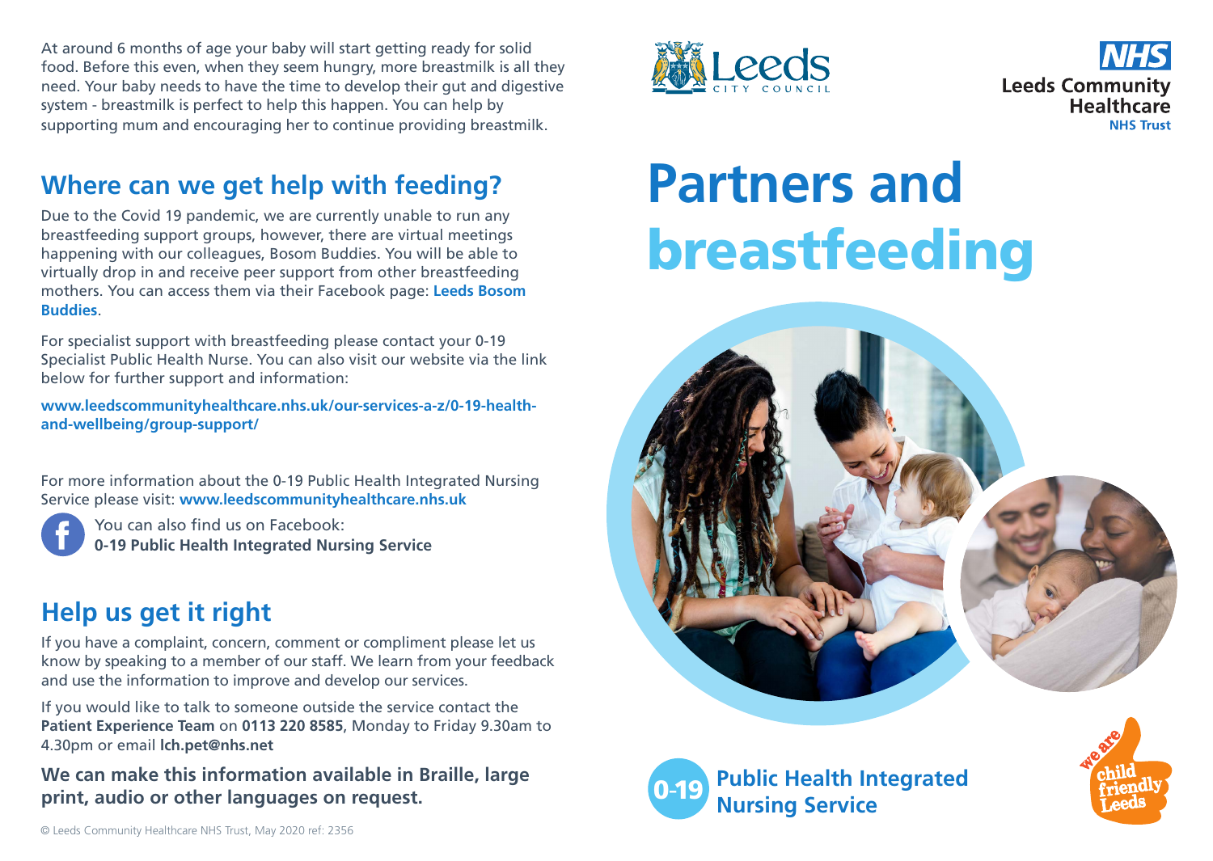At around 6 months of age your baby will start getting ready for solid food. Before this even, when they seem hungry, more breastmilk is all they need. Your baby needs to have the time to develop their gut and digestive system - breastmilk is perfect to help this happen. You can help by supporting mum and encouraging her to continue providing breastmilk.

## Where can we get help with feeding?

Due to the Covid 19 pandemic, we are currently unable to run any breastfeeding support groups, however, there are virtual meetings happening with our colleagues, Bosom Buddies. You will be able to virtually drop in and receive peer support from other breastfeeding mothers. You can access them via their Facebook page: **Leeds Bosom Buddies**.

For specialist support with breastfeeding please contact your 0-19 Specialist Public Health Nurse. You can also visit our website via the link below for further support and information:

**www.leedscommunityhealthcare.nhs.uk/our-services-a-z/0-19-health-and-wellbeing/group-support/**

For more information about the 0-19 Public Health Integrated Nursing Service please visit: **www.leedscommunityhealthcare.nhs.uk**

You can also find us on Facebook:
**0-19 Public Health Integrated Nursing Service**

## Help us get it right

If you have a complaint, concern, comment or compliment please let us know by speaking to a member of our staff. We learn from your feedback and use the information to improve and develop our services.

If you would like to talk to someone outside the service contact the **Patient Experience Team** on **0113 220 8585**, Monday to Friday 9.30am to 4.30pm or email **lch.pet@nhs.net**

**We can make this information available in Braille, large print, audio or other languages on request.**

© Leeds Community Healthcare NHS Trust, May 2020 ref: 2356

Leeds City Council

NHS Leeds Community Healthcare NHS Trust

# Partners and breastfeeding

**0-19 Public Health Integrated Nursing Service**

we are child friendly Leeds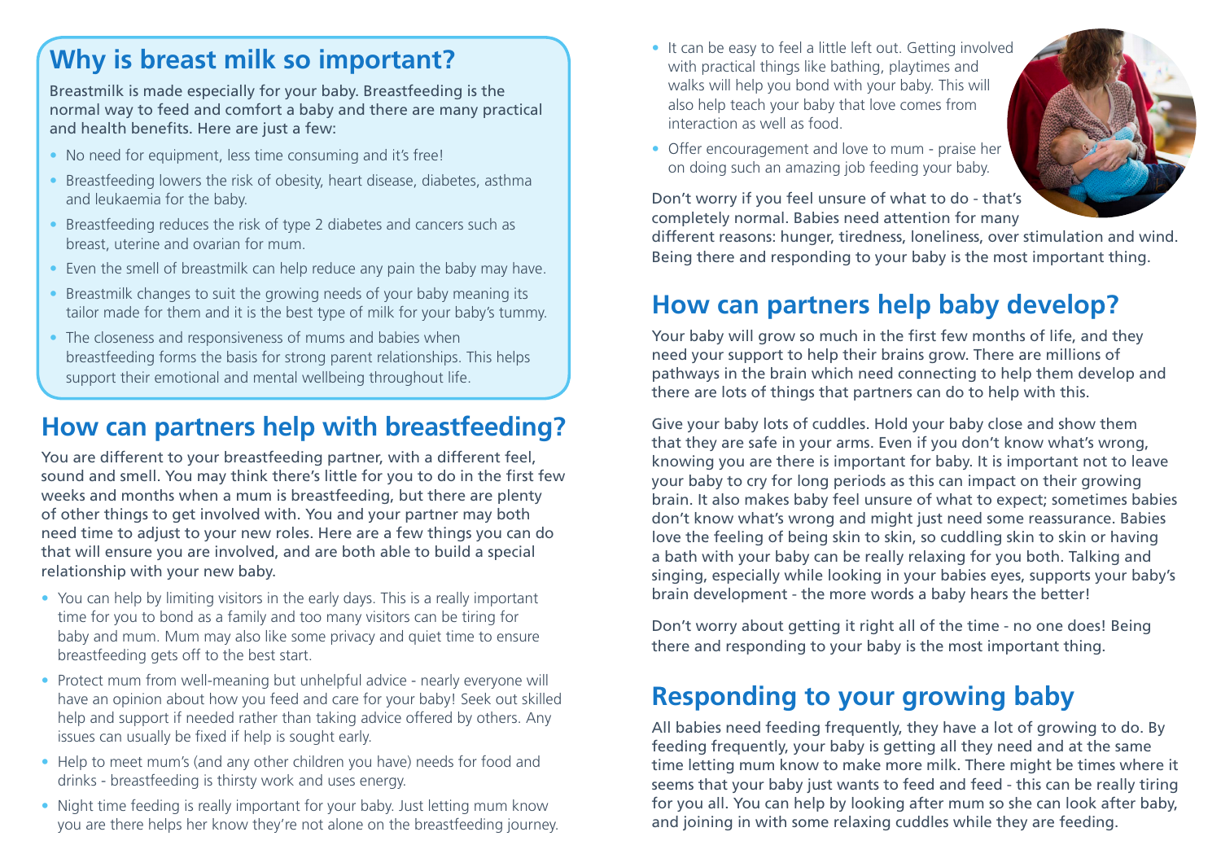## Why is breast milk so important?

Breastmilk is made especially for your baby. Breastfeeding is the normal way to feed and comfort a baby and there are many practical and health benefits. Here are just a few:

- No need for equipment, less time consuming and it's free!
- Breastfeeding lowers the risk of obesity, heart disease, diabetes, asthma and leukaemia for the baby.
- Breastfeeding reduces the risk of type 2 diabetes and cancers such as breast, uterine and ovarian for mum.
- Even the smell of breastmilk can help reduce any pain the baby may have.
- Breastmilk changes to suit the growing needs of your baby meaning its tailor made for them and it is the best type of milk for your baby's tummy.
- The closeness and responsiveness of mums and babies when breastfeeding forms the basis for strong parent relationships. This helps support their emotional and mental wellbeing throughout life.

## How can partners help with breastfeeding?

You are different to your breastfeeding partner, with a different feel, sound and smell. You may think there's little for you to do in the first few weeks and months when a mum is breastfeeding, but there are plenty of other things to get involved with. You and your partner may both need time to adjust to your new roles. Here are a few things you can do that will ensure you are involved, and are both able to build a special relationship with your new baby.

- You can help by limiting visitors in the early days. This is a really important time for you to bond as a family and too many visitors can be tiring for baby and mum. Mum may also like some privacy and quiet time to ensure breastfeeding gets off to the best start.
- Protect mum from well-meaning but unhelpful advice - nearly everyone will have an opinion about how you feed and care for your baby! Seek out skilled help and support if needed rather than taking advice offered by others. Any issues can usually be fixed if help is sought early.
- Help to meet mum's (and any other children you have) needs for food and drinks - breastfeeding is thirsty work and uses energy.
- Night time feeding is really important for your baby. Just letting mum know you are there helps her know they're not alone on the breastfeeding journey.
- It can be easy to feel a little left out. Getting involved with practical things like bathing, playtimes and walks will help you bond with your baby. This will also help teach your baby that love comes from interaction as well as food.
- Offer encouragement and love to mum - praise her on doing such an amazing job feeding your baby.

Don't worry if you feel unsure of what to do - that's completely normal. Babies need attention for many different reasons: hunger, tiredness, loneliness, over stimulation and wind. Being there and responding to your baby is the most important thing.

## How can partners help baby develop?

Your baby will grow so much in the first few months of life, and they need your support to help their brains grow. There are millions of pathways in the brain which need connecting to help them develop and there are lots of things that partners can do to help with this.

Give your baby lots of cuddles. Hold your baby close and show them that they are safe in your arms. Even if you don't know what's wrong, knowing you are there is important for baby. It is important not to leave your baby to cry for long periods as this can impact on their growing brain. It also makes baby feel unsure of what to expect; sometimes babies don't know what's wrong and might just need some reassurance. Babies love the feeling of being skin to skin, so cuddling skin to skin or having a bath with your baby can be really relaxing for you both. Talking and singing, especially while looking in your babies eyes, supports your baby's brain development - the more words a baby hears the better!

Don't worry about getting it right all of the time - no one does! Being there and responding to your baby is the most important thing.

## Responding to your growing baby

All babies need feeding frequently, they have a lot of growing to do. By feeding frequently, your baby is getting all they need and at the same time letting mum know to make more milk. There might be times where it seems that your baby just wants to feed and feed - this can be really tiring for you all. You can help by looking after mum so she can look after baby, and joining in with some relaxing cuddles while they are feeding.